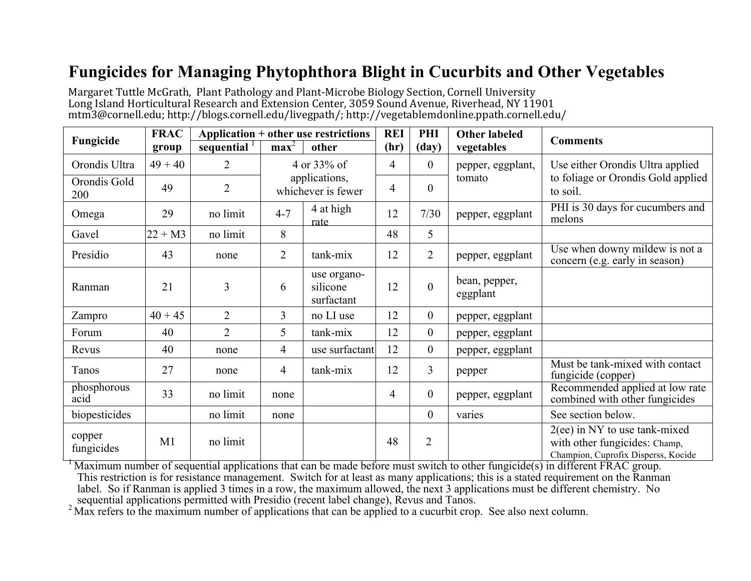# Fungicides for Managing Phytophthora Blight in Cucurbits and Other Vegetables

Margaret Tuttle McGrath, Plant Pathology and Plant-Microbe Biology Section, Cornell University
Long Island Horticultural Research and Extension Center, 3059 Sound Avenue, Riverhead, NY 11901
mtm3@cornell.edu; http://blogs.cornell.edu/livegpath/; http://vegetablemdonline.ppath.cornell.edu/

| Fungicide | FRAC group | Application + other use restrictions | | | REI (hr) | PHI (day) | Other labeled vegetables | Comments |
|---|---|---|---|---|---|---|---|---|
| | | sequential [1] | max [2] | other | | | | |
| Orondis Ultra | 49 + 40 | 2 | 4 or 33% of applications, whichever is fewer | | 4 | 0 | pepper, eggplant, tomato | Use either Orondis Ultra applied to foliage or Orondis Gold applied to soil. |
| Orondis Gold 200 | 49 | 2 | | | 4 | 0 | | |
| Omega | 29 | no limit | 4-7 | 4 at high rate | 12 | 7/30 | pepper, eggplant | PHI is 30 days for cucumbers and melons |
| Gavel | 22 + M3 | no limit | 8 | | 48 | 5 | | |
| Presidio | 43 | none | 2 | tank-mix | 12 | 2 | pepper, eggplant | Use when downy mildew is not a concern (e.g. early in season) |
| Ranman | 21 | 3 | 6 | use organo-silicone surfactant | 12 | 0 | bean, pepper, eggplant | |
| Zampro | 40 + 45 | 2 | 3 | no LI use | 12 | 0 | pepper, eggplant | |
| Forum | 40 | 2 | 5 | tank-mix | 12 | 0 | pepper, eggplant | |
| Revus | 40 | none | 4 | use surfactant | 12 | 0 | pepper, eggplant | |
| Tanos | 27 | none | 4 | tank-mix | 12 | 3 | pepper | Must be tank-mixed with contact fungicide (copper) |
| phosphorous acid | 33 | no limit | none | | 4 | 0 | pepper, eggplant | Recommended applied at low rate combined with other fungicides |
| biopesticides | | no limit | none | | | 0 | varies | See section below. |
| copper fungicides | M1 | no limit | | | 48 | 2 | | 2(ee) in NY to use tank-mixed with other fungicides: Champ, Champion, Cuprofix Disperss, Kocide |

[1] Maximum number of sequential applications that can be made before must switch to other fungicide(s) in different FRAC group. This restriction is for resistance management. Switch for at least as many applications; this is a stated requirement on the Ranman label. So if Ranman is applied 3 times in a row, the maximum allowed, the next 3 applications must be different chemistry. No sequential applications permitted with Presidio (recent label change), Revus and Tanos.

[2] Max refers to the maximum number of applications that can be applied to a cucurbit crop. See also next column.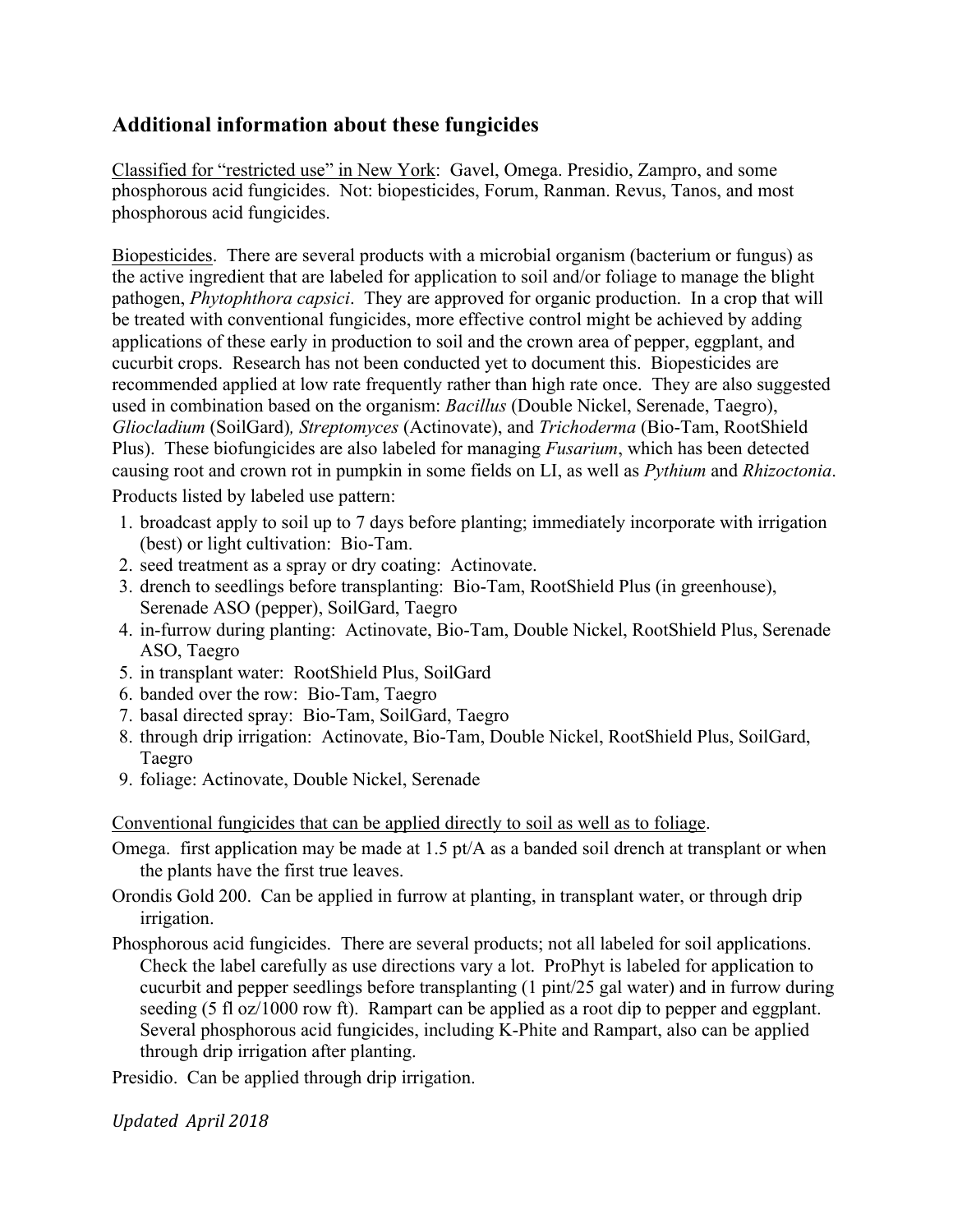## Additional information about these fungicides

Classified for "restricted use" in New York: Gavel, Omega. Presidio, Zampro, and some phosphorous acid fungicides. Not: biopesticides, Forum, Ranman. Revus, Tanos, and most phosphorous acid fungicides.

Biopesticides. There are several products with a microbial organism (bacterium or fungus) as the active ingredient that are labeled for application to soil and/or foliage to manage the blight pathogen, *Phytophthora capsici*. They are approved for organic production. In a crop that will be treated with conventional fungicides, more effective control might be achieved by adding applications of these early in production to soil and the crown area of pepper, eggplant, and cucurbit crops. Research has not been conducted yet to document this. Biopesticides are recommended applied at low rate frequently rather than high rate once. They are also suggested used in combination based on the organism: *Bacillus* (Double Nickel, Serenade, Taegro), *Gliocladium* (SoilGard), *Streptomyces* (Actinovate), and *Trichoderma* (Bio-Tam, RootShield Plus). These biofungicides are also labeled for managing *Fusarium*, which has been detected causing root and crown rot in pumpkin in some fields on LI, as well as *Pythium* and *Rhizoctonia*.

Products listed by labeled use pattern:

1. broadcast apply to soil up to 7 days before planting; immediately incorporate with irrigation (best) or light cultivation: Bio-Tam.
2. seed treatment as a spray or dry coating: Actinovate.
3. drench to seedlings before transplanting: Bio-Tam, RootShield Plus (in greenhouse), Serenade ASO (pepper), SoilGard, Taegro
4. in-furrow during planting: Actinovate, Bio-Tam, Double Nickel, RootShield Plus, Serenade ASO, Taegro
5. in transplant water: RootShield Plus, SoilGard
6. banded over the row: Bio-Tam, Taegro
7. basal directed spray: Bio-Tam, SoilGard, Taegro
8. through drip irrigation: Actinovate, Bio-Tam, Double Nickel, RootShield Plus, SoilGard, Taegro
9. foliage: Actinovate, Double Nickel, Serenade

Conventional fungicides that can be applied directly to soil as well as to foliage.

Omega. first application may be made at 1.5 pt/A as a banded soil drench at transplant or when the plants have the first true leaves.

Orondis Gold 200. Can be applied in furrow at planting, in transplant water, or through drip irrigation.

Phosphorous acid fungicides. There are several products; not all labeled for soil applications. Check the label carefully as use directions vary a lot. ProPhyt is labeled for application to cucurbit and pepper seedlings before transplanting (1 pint/25 gal water) and in furrow during seeding (5 fl oz/1000 row ft). Rampart can be applied as a root dip to pepper and eggplant. Several phosphorous acid fungicides, including K-Phite and Rampart, also can be applied through drip irrigation after planting.

Presidio. Can be applied through drip irrigation.

*Updated April 2018*